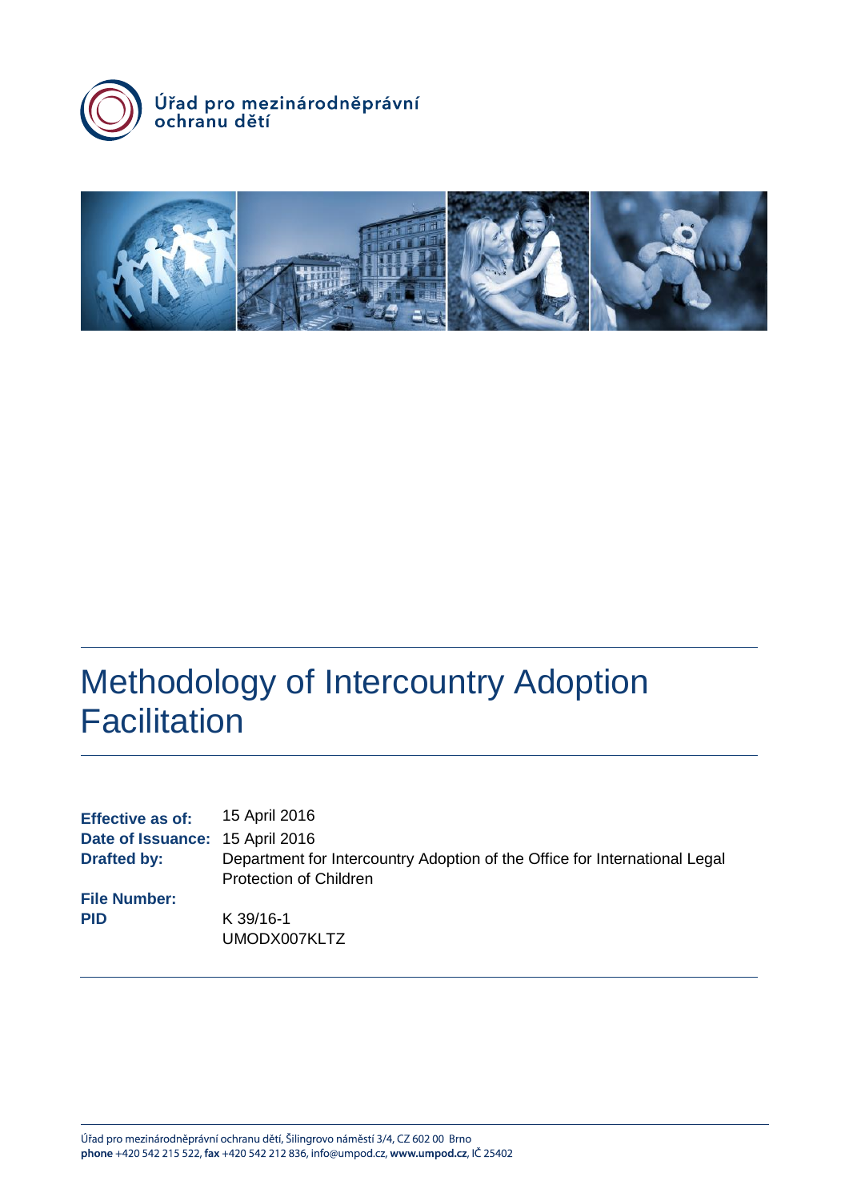Úřad pro mezinárodněprávní ochranu dětí

# Methodology of Intercountry Adoption Facilitation

**Effective as of:** 15 April 2016
**Date of Issuance:** 15 April 2016
**Drafted by:** Department for Intercountry Adoption of the Office for International Legal Protection of Children
**File Number:** K 39/16-1
**PID** UMODX007KLTZ

Úřad pro mezinárodněprávní ochranu dětí, Šilingrovo náměstí 3/4, CZ 602 00 Brno
**phone** +420 542 215 522, **fax** +420 542 212 836, info@umpod.cz, **www.umpod.cz**, IČ 25402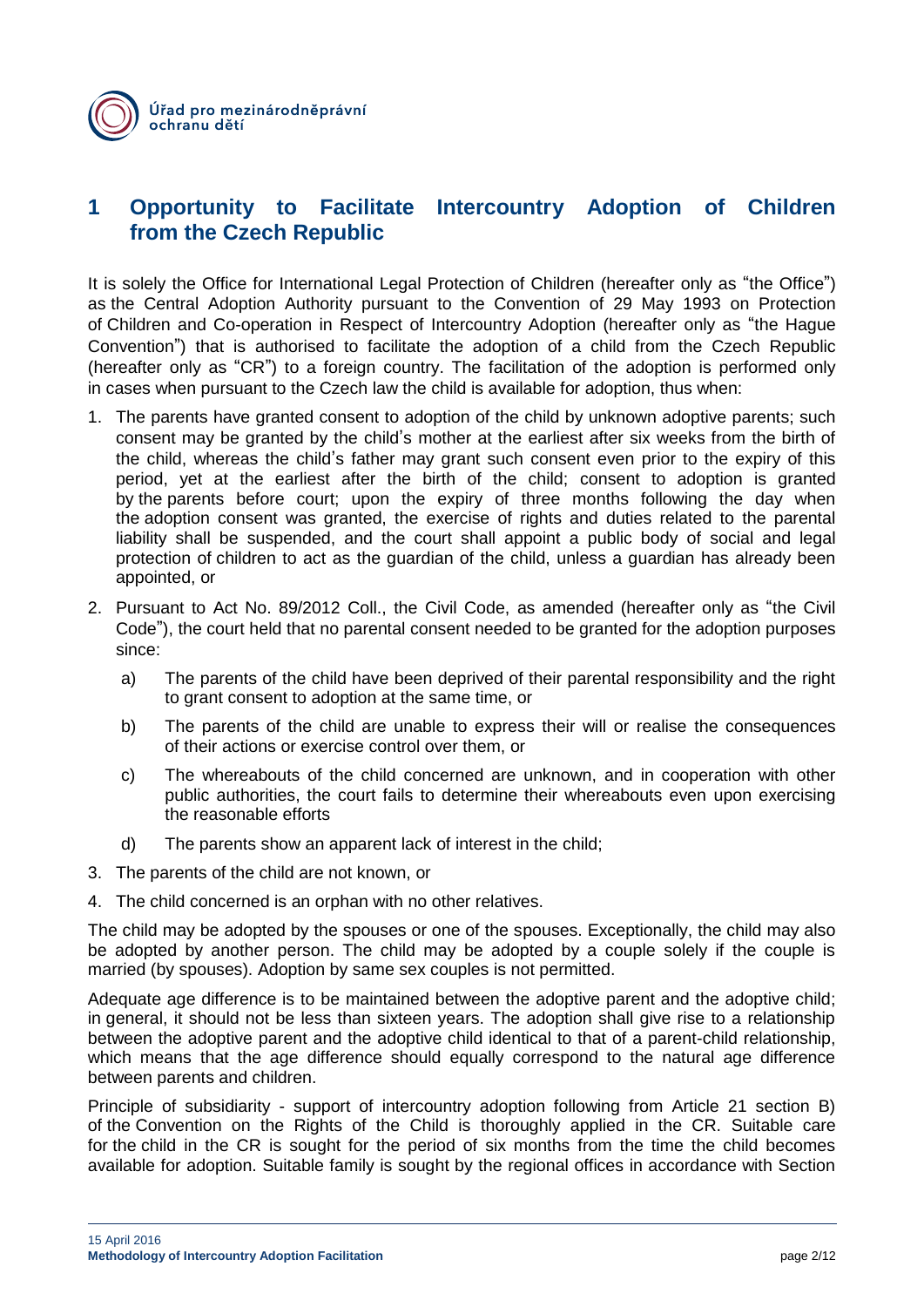# 1 Opportunity to Facilitate Intercountry Adoption of Children from the Czech Republic

It is solely the Office for International Legal Protection of Children (hereafter only as "the Office") as the Central Adoption Authority pursuant to the Convention of 29 May 1993 on Protection of Children and Co-operation in Respect of Intercountry Adoption (hereafter only as "the Hague Convention") that is authorised to facilitate the adoption of a child from the Czech Republic (hereafter only as "CR") to a foreign country. The facilitation of the adoption is performed only in cases when pursuant to the Czech law the child is available for adoption, thus when:

1. The parents have granted consent to adoption of the child by unknown adoptive parents; such consent may be granted by the child's mother at the earliest after six weeks from the birth of the child, whereas the child's father may grant such consent even prior to the expiry of this period, yet at the earliest after the birth of the child; consent to adoption is granted by the parents before court; upon the expiry of three months following the day when the adoption consent was granted, the exercise of rights and duties related to the parental liability shall be suspended, and the court shall appoint a public body of social and legal protection of children to act as the guardian of the child, unless a guardian has already been appointed, or
2. Pursuant to Act No. 89/2012 Coll., the Civil Code, as amended (hereafter only as "the Civil Code"), the court held that no parental consent needed to be granted for the adoption purposes since:
   a) The parents of the child have been deprived of their parental responsibility and the right to grant consent to adoption at the same time, or
   b) The parents of the child are unable to express their will or realise the consequences of their actions or exercise control over them, or
   c) The whereabouts of the child concerned are unknown, and in cooperation with other public authorities, the court fails to determine their whereabouts even upon exercising the reasonable efforts
   d) The parents show an apparent lack of interest in the child;
3. The parents of the child are not known, or
4. The child concerned is an orphan with no other relatives.

The child may be adopted by the spouses or one of the spouses. Exceptionally, the child may also be adopted by another person. The child may be adopted by a couple solely if the couple is married (by spouses). Adoption by same sex couples is not permitted.

Adequate age difference is to be maintained between the adoptive parent and the adoptive child; in general, it should not be less than sixteen years. The adoption shall give rise to a relationship between the adoptive parent and the adoptive child identical to that of a parent-child relationship, which means that the age difference should equally correspond to the natural age difference between parents and children.

Principle of subsidiarity - support of intercountry adoption following from Article 21 section B) of the Convention on the Rights of the Child is thoroughly applied in the CR. Suitable care for the child in the CR is sought for the period of six months from the time the child becomes available for adoption. Suitable family is sought by the regional offices in accordance with Section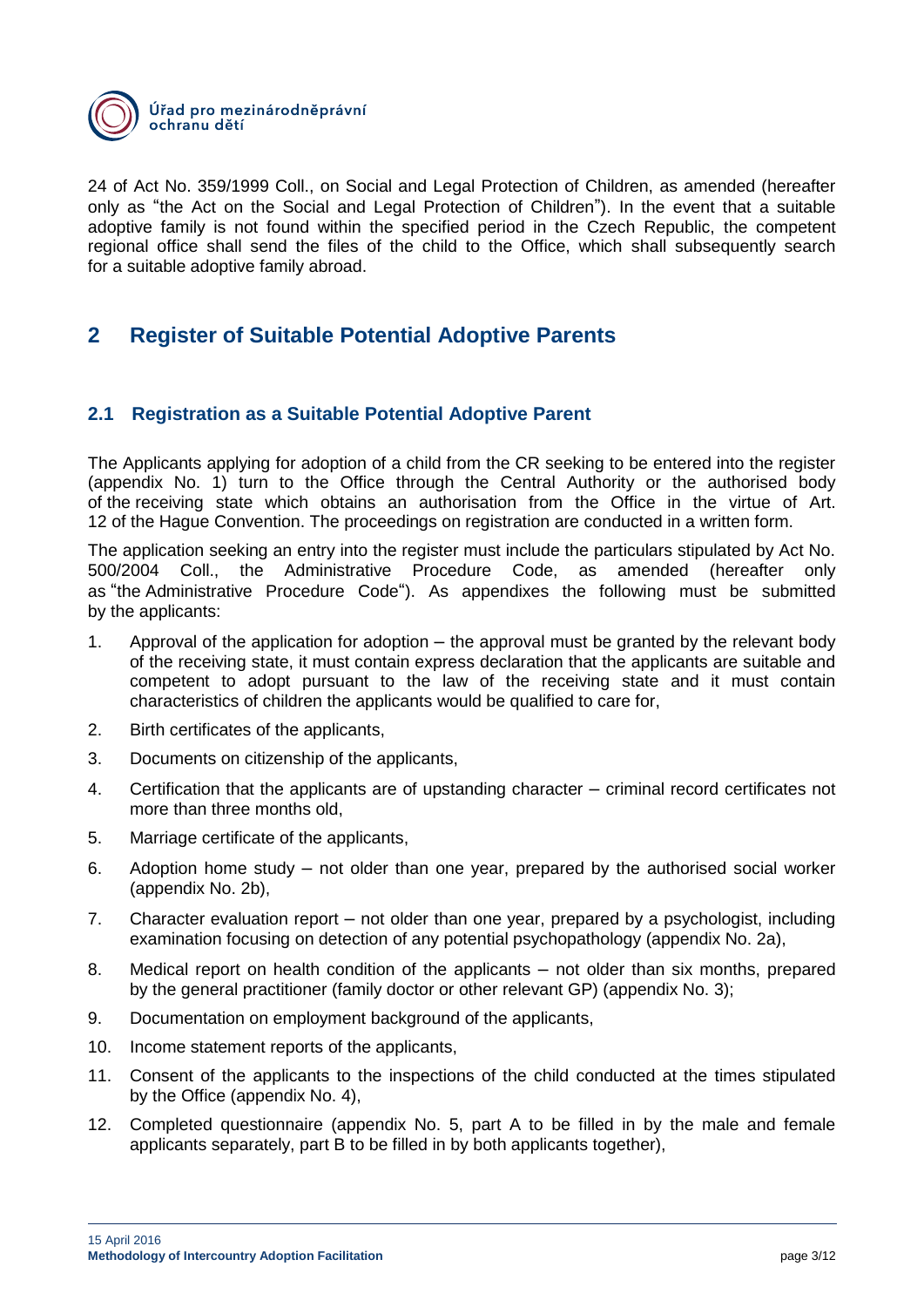24 of Act No. 359/1999 Coll., on Social and Legal Protection of Children, as amended (hereafter only as "the Act on the Social and Legal Protection of Children"). In the event that a suitable adoptive family is not found within the specified period in the Czech Republic, the competent regional office shall send the files of the child to the Office, which shall subsequently search for a suitable adoptive family abroad.

# 2 Register of Suitable Potential Adoptive Parents

## 2.1 Registration as a Suitable Potential Adoptive Parent

The Applicants applying for adoption of a child from the CR seeking to be entered into the register (appendix No. 1) turn to the Office through the Central Authority or the authorised body of the receiving state which obtains an authorisation from the Office in the virtue of Art. 12 of the Hague Convention. The proceedings on registration are conducted in a written form.

The application seeking an entry into the register must include the particulars stipulated by Act No. 500/2004 Coll., the Administrative Procedure Code, as amended (hereafter only as "the Administrative Procedure Code"). As appendixes the following must be submitted by the applicants:

1. Approval of the application for adoption – the approval must be granted by the relevant body of the receiving state, it must contain express declaration that the applicants are suitable and competent to adopt pursuant to the law of the receiving state and it must contain characteristics of children the applicants would be qualified to care for,
2. Birth certificates of the applicants,
3. Documents on citizenship of the applicants,
4. Certification that the applicants are of upstanding character – criminal record certificates not more than three months old,
5. Marriage certificate of the applicants,
6. Adoption home study – not older than one year, prepared by the authorised social worker (appendix No. 2b),
7. Character evaluation report – not older than one year, prepared by a psychologist, including examination focusing on detection of any potential psychopathology (appendix No. 2a),
8. Medical report on health condition of the applicants – not older than six months, prepared by the general practitioner (family doctor or other relevant GP) (appendix No. 3);
9. Documentation on employment background of the applicants,
10. Income statement reports of the applicants,
11. Consent of the applicants to the inspections of the child conducted at the times stipulated by the Office (appendix No. 4),
12. Completed questionnaire (appendix No. 5, part A to be filled in by the male and female applicants separately, part B to be filled in by both applicants together),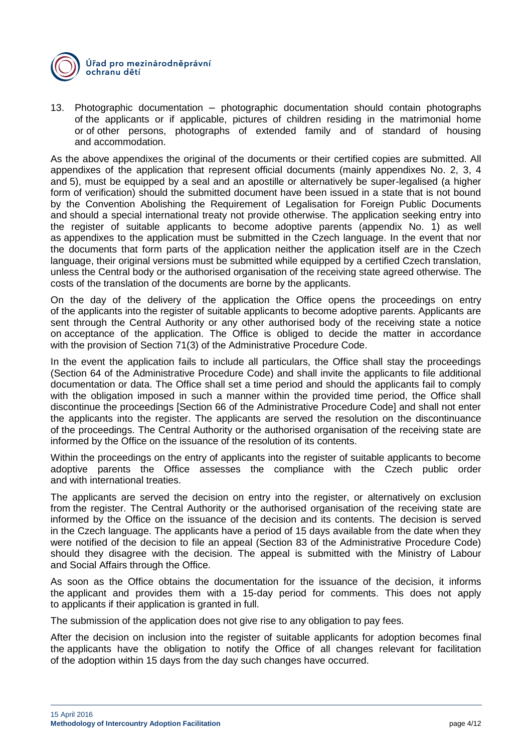13. Photographic documentation – photographic documentation should contain photographs of the applicants or if applicable, pictures of children residing in the matrimonial home or of other persons, photographs of extended family and of standard of housing and accommodation.

As the above appendixes the original of the documents or their certified copies are submitted. All appendixes of the application that represent official documents (mainly appendixes No. 2, 3, 4 and 5), must be equipped by a seal and an apostille or alternatively be super-legalised (a higher form of verification) should the submitted document have been issued in a state that is not bound by the Convention Abolishing the Requirement of Legalisation for Foreign Public Documents and should a special international treaty not provide otherwise. The application seeking entry into the register of suitable applicants to become adoptive parents (appendix No. 1) as well as appendixes to the application must be submitted in the Czech language. In the event that nor the documents that form parts of the application neither the application itself are in the Czech language, their original versions must be submitted while equipped by a certified Czech translation, unless the Central body or the authorised organisation of the receiving state agreed otherwise. The costs of the translation of the documents are borne by the applicants.

On the day of the delivery of the application the Office opens the proceedings on entry of the applicants into the register of suitable applicants to become adoptive parents. Applicants are sent through the Central Authority or any other authorised body of the receiving state a notice on acceptance of the application. The Office is obliged to decide the matter in accordance with the provision of Section 71(3) of the Administrative Procedure Code.

In the event the application fails to include all particulars, the Office shall stay the proceedings (Section 64 of the Administrative Procedure Code) and shall invite the applicants to file additional documentation or data. The Office shall set a time period and should the applicants fail to comply with the obligation imposed in such a manner within the provided time period, the Office shall discontinue the proceedings [Section 66 of the Administrative Procedure Code] and shall not enter the applicants into the register. The applicants are served the resolution on the discontinuance of the proceedings. The Central Authority or the authorised organisation of the receiving state are informed by the Office on the issuance of the resolution of its contents.

Within the proceedings on the entry of applicants into the register of suitable applicants to become adoptive parents the Office assesses the compliance with the Czech public order and with international treaties.

The applicants are served the decision on entry into the register, or alternatively on exclusion from the register. The Central Authority or the authorised organisation of the receiving state are informed by the Office on the issuance of the decision and its contents. The decision is served in the Czech language. The applicants have a period of 15 days available from the date when they were notified of the decision to file an appeal (Section 83 of the Administrative Procedure Code) should they disagree with the decision. The appeal is submitted with the Ministry of Labour and Social Affairs through the Office.

As soon as the Office obtains the documentation for the issuance of the decision, it informs the applicant and provides them with a 15-day period for comments. This does not apply to applicants if their application is granted in full.

The submission of the application does not give rise to any obligation to pay fees.

After the decision on inclusion into the register of suitable applicants for adoption becomes final the applicants have the obligation to notify the Office of all changes relevant for facilitation of the adoption within 15 days from the day such changes have occurred.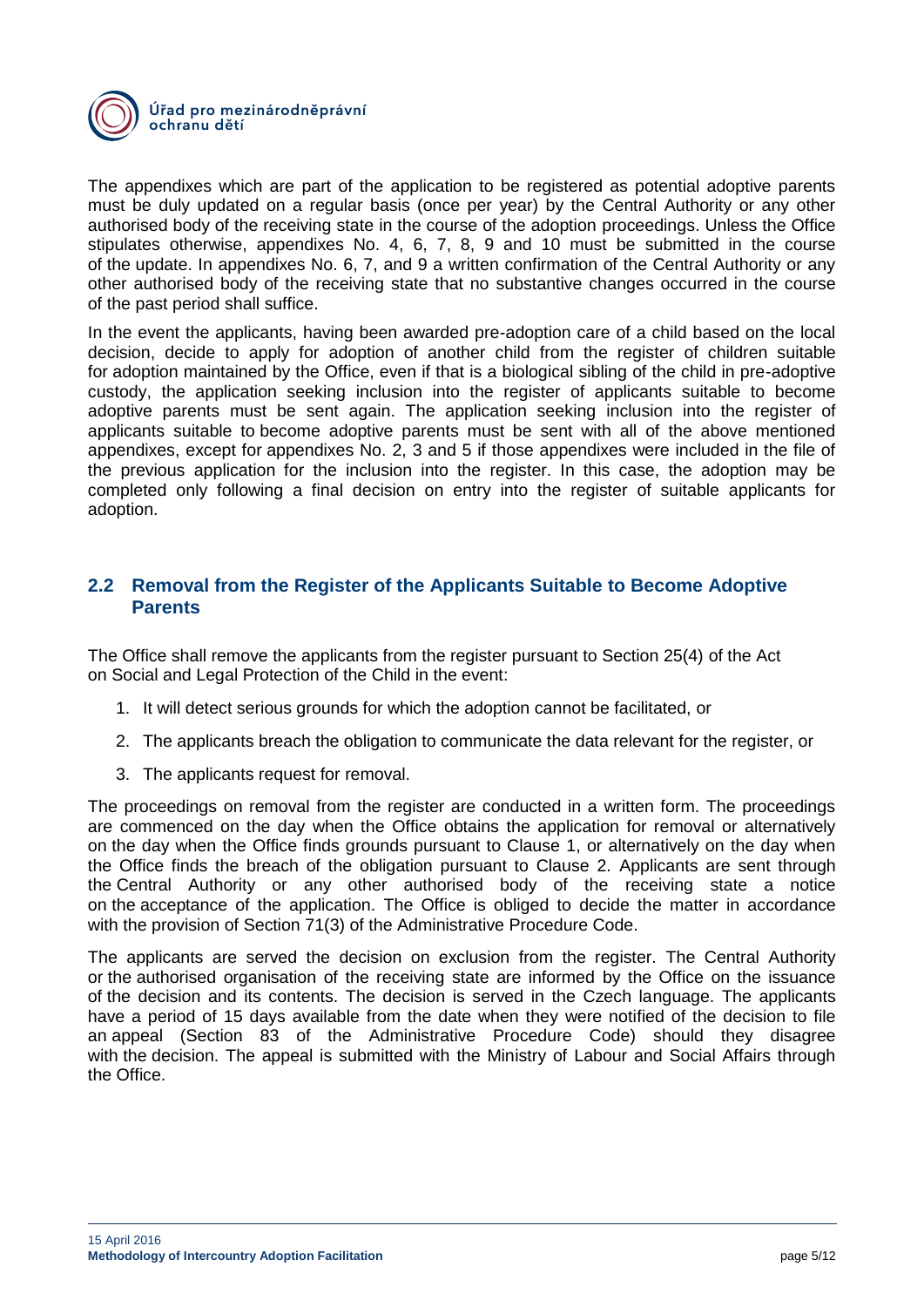The appendixes which are part of the application to be registered as potential adoptive parents must be duly updated on a regular basis (once per year) by the Central Authority or any other authorised body of the receiving state in the course of the adoption proceedings. Unless the Office stipulates otherwise, appendixes No. 4, 6, 7, 8, 9 and 10 must be submitted in the course of the update. In appendixes No. 6, 7, and 9 a written confirmation of the Central Authority or any other authorised body of the receiving state that no substantive changes occurred in the course of the past period shall suffice.

In the event the applicants, having been awarded pre-adoption care of a child based on the local decision, decide to apply for adoption of another child from the register of children suitable for adoption maintained by the Office, even if that is a biological sibling of the child in pre-adoptive custody, the application seeking inclusion into the register of applicants suitable to become adoptive parents must be sent again. The application seeking inclusion into the register of applicants suitable to become adoptive parents must be sent with all of the above mentioned appendixes, except for appendixes No. 2, 3 and 5 if those appendixes were included in the file of the previous application for the inclusion into the register. In this case, the adoption may be completed only following a final decision on entry into the register of suitable applicants for adoption.

## 2.2 Removal from the Register of the Applicants Suitable to Become Adoptive Parents

The Office shall remove the applicants from the register pursuant to Section 25(4) of the Act on Social and Legal Protection of the Child in the event:

1. It will detect serious grounds for which the adoption cannot be facilitated, or
2. The applicants breach the obligation to communicate the data relevant for the register, or
3. The applicants request for removal.

The proceedings on removal from the register are conducted in a written form. The proceedings are commenced on the day when the Office obtains the application for removal or alternatively on the day when the Office finds grounds pursuant to Clause 1, or alternatively on the day when the Office finds the breach of the obligation pursuant to Clause 2. Applicants are sent through the Central Authority or any other authorised body of the receiving state a notice on the acceptance of the application. The Office is obliged to decide the matter in accordance with the provision of Section 71(3) of the Administrative Procedure Code.

The applicants are served the decision on exclusion from the register. The Central Authority or the authorised organisation of the receiving state are informed by the Office on the issuance of the decision and its contents. The decision is served in the Czech language. The applicants have a period of 15 days available from the date when they were notified of the decision to file an appeal (Section 83 of the Administrative Procedure Code) should they disagree with the decision. The appeal is submitted with the Ministry of Labour and Social Affairs through the Office.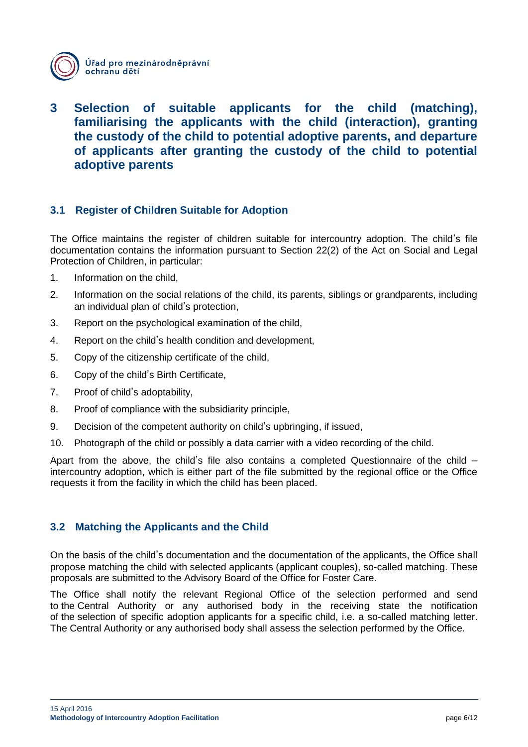# 3 Selection of suitable applicants for the child (matching), familiarising the applicants with the child (interaction), granting the custody of the child to potential adoptive parents, and departure of applicants after granting the custody of the child to potential adoptive parents

## 3.1 Register of Children Suitable for Adoption

The Office maintains the register of children suitable for intercountry adoption. The child's file documentation contains the information pursuant to Section 22(2) of the Act on Social and Legal Protection of Children, in particular:

1. Information on the child,
2. Information on the social relations of the child, its parents, siblings or grandparents, including an individual plan of child's protection,
3. Report on the psychological examination of the child,
4. Report on the child's health condition and development,
5. Copy of the citizenship certificate of the child,
6. Copy of the child's Birth Certificate,
7. Proof of child's adoptability,
8. Proof of compliance with the subsidiarity principle,
9. Decision of the competent authority on child's upbringing, if issued,
10. Photograph of the child or possibly a data carrier with a video recording of the child.

Apart from the above, the child's file also contains a completed Questionnaire of the child – intercountry adoption, which is either part of the file submitted by the regional office or the Office requests it from the facility in which the child has been placed.

## 3.2 Matching the Applicants and the Child

On the basis of the child's documentation and the documentation of the applicants, the Office shall propose matching the child with selected applicants (applicant couples), so-called matching. These proposals are submitted to the Advisory Board of the Office for Foster Care.

The Office shall notify the relevant Regional Office of the selection performed and send to the Central Authority or any authorised body in the receiving state the notification of the selection of specific adoption applicants for a specific child, i.e. a so-called matching letter. The Central Authority or any authorised body shall assess the selection performed by the Office.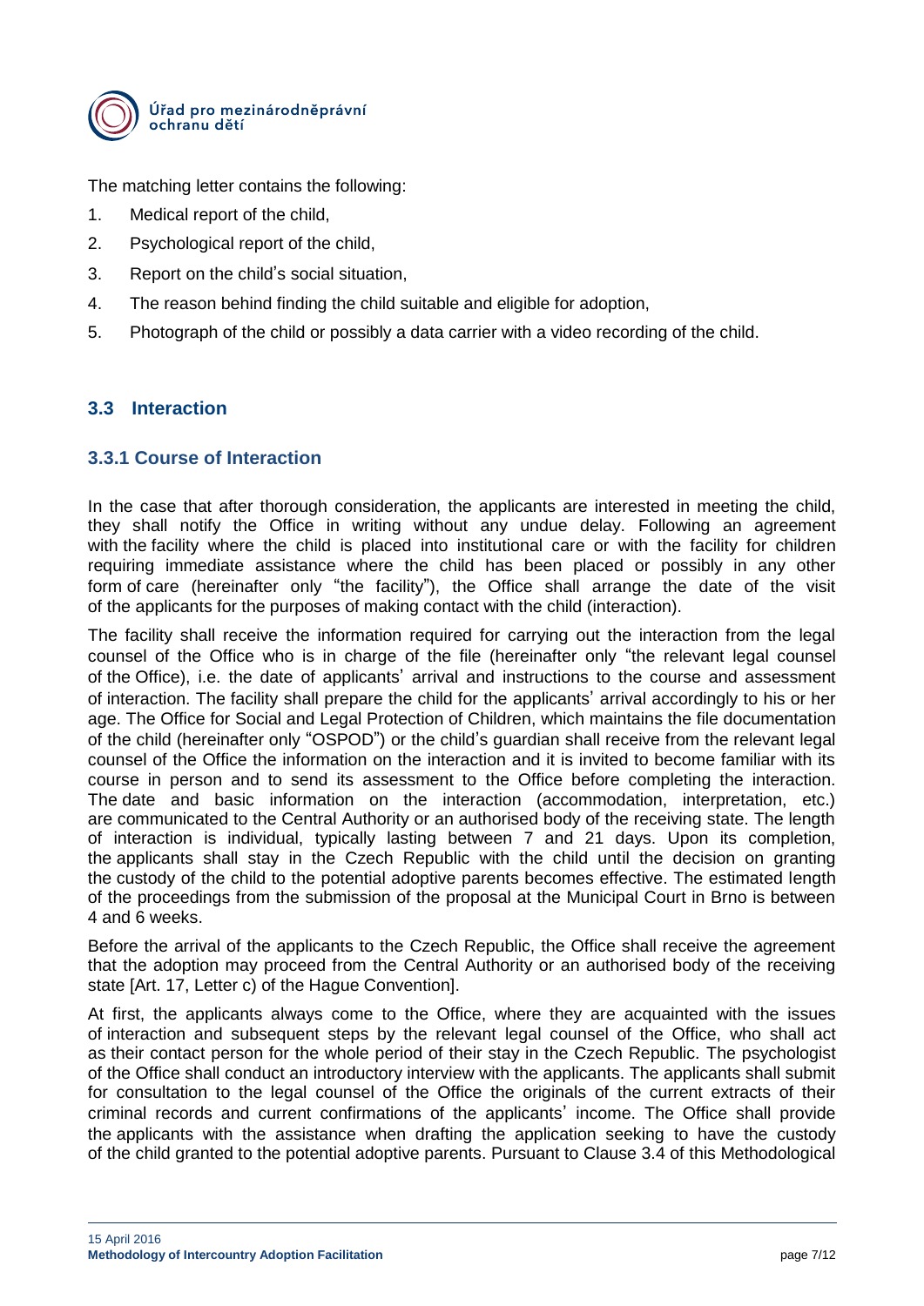The matching letter contains the following:

1. Medical report of the child,
2. Psychological report of the child,
3. Report on the child's social situation,
4. The reason behind finding the child suitable and eligible for adoption,
5. Photograph of the child or possibly a data carrier with a video recording of the child.

## 3.3 Interaction

### 3.3.1 Course of Interaction

In the case that after thorough consideration, the applicants are interested in meeting the child, they shall notify the Office in writing without any undue delay. Following an agreement with the facility where the child is placed into institutional care or with the facility for children requiring immediate assistance where the child has been placed or possibly in any other form of care (hereinafter only "the facility"), the Office shall arrange the date of the visit of the applicants for the purposes of making contact with the child (interaction).

The facility shall receive the information required for carrying out the interaction from the legal counsel of the Office who is in charge of the file (hereinafter only "the relevant legal counsel of the Office), i.e. the date of applicants' arrival and instructions to the course and assessment of interaction. The facility shall prepare the child for the applicants' arrival accordingly to his or her age. The Office for Social and Legal Protection of Children, which maintains the file documentation of the child (hereinafter only "OSPOD") or the child's guardian shall receive from the relevant legal counsel of the Office the information on the interaction and it is invited to become familiar with its course in person and to send its assessment to the Office before completing the interaction. The date and basic information on the interaction (accommodation, interpretation, etc.) are communicated to the Central Authority or an authorised body of the receiving state. The length of interaction is individual, typically lasting between 7 and 21 days. Upon its completion, the applicants shall stay in the Czech Republic with the child until the decision on granting the custody of the child to the potential adoptive parents becomes effective. The estimated length of the proceedings from the submission of the proposal at the Municipal Court in Brno is between 4 and 6 weeks.

Before the arrival of the applicants to the Czech Republic, the Office shall receive the agreement that the adoption may proceed from the Central Authority or an authorised body of the receiving state [Art. 17, Letter c) of the Hague Convention].

At first, the applicants always come to the Office, where they are acquainted with the issues of interaction and subsequent steps by the relevant legal counsel of the Office, who shall act as their contact person for the whole period of their stay in the Czech Republic. The psychologist of the Office shall conduct an introductory interview with the applicants. The applicants shall submit for consultation to the legal counsel of the Office the originals of the current extracts of their criminal records and current confirmations of the applicants' income. The Office shall provide the applicants with the assistance when drafting the application seeking to have the custody of the child granted to the potential adoptive parents. Pursuant to Clause 3.4 of this Methodological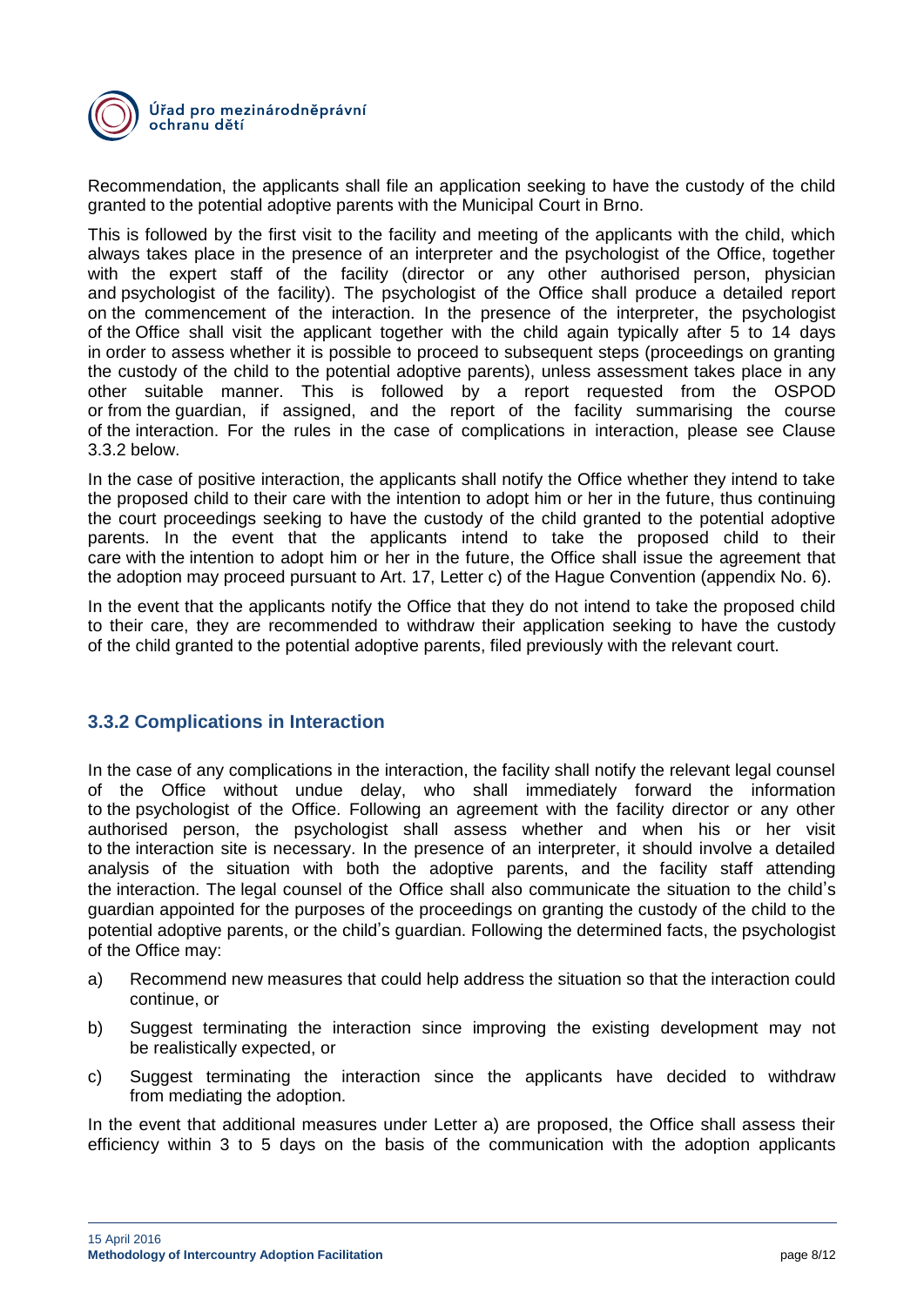Recommendation, the applicants shall file an application seeking to have the custody of the child granted to the potential adoptive parents with the Municipal Court in Brno.

This is followed by the first visit to the facility and meeting of the applicants with the child, which always takes place in the presence of an interpreter and the psychologist of the Office, together with the expert staff of the facility (director or any other authorised person, physician and psychologist of the facility). The psychologist of the Office shall produce a detailed report on the commencement of the interaction. In the presence of the interpreter, the psychologist of the Office shall visit the applicant together with the child again typically after 5 to 14 days in order to assess whether it is possible to proceed to subsequent steps (proceedings on granting the custody of the child to the potential adoptive parents), unless assessment takes place in any other suitable manner. This is followed by a report requested from the OSPOD or from the guardian, if assigned, and the report of the facility summarising the course of the interaction. For the rules in the case of complications in interaction, please see Clause 3.3.2 below.

In the case of positive interaction, the applicants shall notify the Office whether they intend to take the proposed child to their care with the intention to adopt him or her in the future, thus continuing the court proceedings seeking to have the custody of the child granted to the potential adoptive parents. In the event that the applicants intend to take the proposed child to their care with the intention to adopt him or her in the future, the Office shall issue the agreement that the adoption may proceed pursuant to Art. 17, Letter c) of the Hague Convention (appendix No. 6).

In the event that the applicants notify the Office that they do not intend to take the proposed child to their care, they are recommended to withdraw their application seeking to have the custody of the child granted to the potential adoptive parents, filed previously with the relevant court.

### 3.3.2 Complications in Interaction

In the case of any complications in the interaction, the facility shall notify the relevant legal counsel of the Office without undue delay, who shall immediately forward the information to the psychologist of the Office. Following an agreement with the facility director or any other authorised person, the psychologist shall assess whether and when his or her visit to the interaction site is necessary. In the presence of an interpreter, it should involve a detailed analysis of the situation with both the adoptive parents, and the facility staff attending the interaction. The legal counsel of the Office shall also communicate the situation to the child's guardian appointed for the purposes of the proceedings on granting the custody of the child to the potential adoptive parents, or the child's guardian. Following the determined facts, the psychologist of the Office may:

a) Recommend new measures that could help address the situation so that the interaction could continue, or

b) Suggest terminating the interaction since improving the existing development may not be realistically expected, or

c) Suggest terminating the interaction since the applicants have decided to withdraw from mediating the adoption.

In the event that additional measures under Letter a) are proposed, the Office shall assess their efficiency within 3 to 5 days on the basis of the communication with the adoption applicants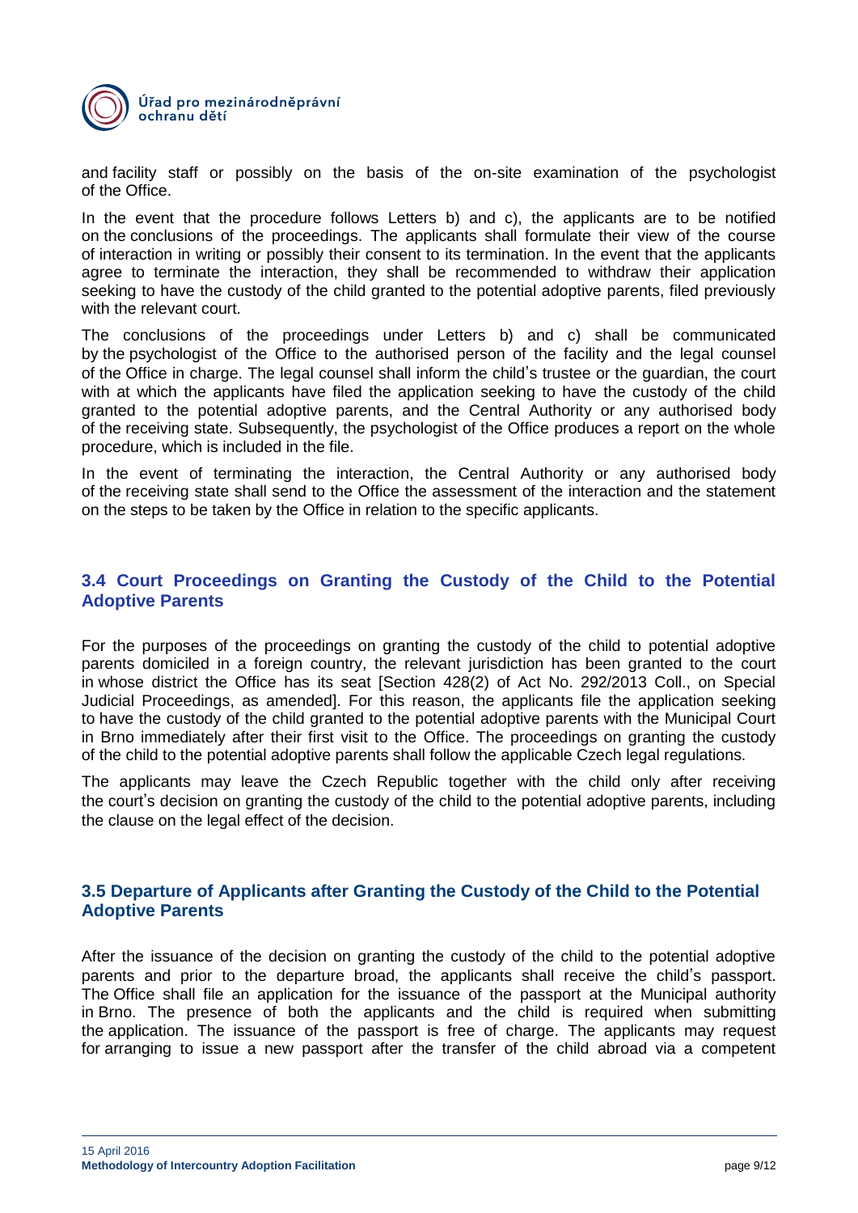and facility staff or possibly on the basis of the on-site examination of the psychologist of the Office.

In the event that the procedure follows Letters b) and c), the applicants are to be notified on the conclusions of the proceedings. The applicants shall formulate their view of the course of interaction in writing or possibly their consent to its termination. In the event that the applicants agree to terminate the interaction, they shall be recommended to withdraw their application seeking to have the custody of the child granted to the potential adoptive parents, filed previously with the relevant court.

The conclusions of the proceedings under Letters b) and c) shall be communicated by the psychologist of the Office to the authorised person of the facility and the legal counsel of the Office in charge. The legal counsel shall inform the child's trustee or the guardian, the court with at which the applicants have filed the application seeking to have the custody of the child granted to the potential adoptive parents, and the Central Authority or any authorised body of the receiving state. Subsequently, the psychologist of the Office produces a report on the whole procedure, which is included in the file.

In the event of terminating the interaction, the Central Authority or any authorised body of the receiving state shall send to the Office the assessment of the interaction and the statement on the steps to be taken by the Office in relation to the specific applicants.

### 3.4 Court Proceedings on Granting the Custody of the Child to the Potential Adoptive Parents

For the purposes of the proceedings on granting the custody of the child to potential adoptive parents domiciled in a foreign country, the relevant jurisdiction has been granted to the court in whose district the Office has its seat [Section 428(2) of Act No. 292/2013 Coll., on Special Judicial Proceedings, as amended]. For this reason, the applicants file the application seeking to have the custody of the child granted to the potential adoptive parents with the Municipal Court in Brno immediately after their first visit to the Office. The proceedings on granting the custody of the child to the potential adoptive parents shall follow the applicable Czech legal regulations.

The applicants may leave the Czech Republic together with the child only after receiving the court's decision on granting the custody of the child to the potential adoptive parents, including the clause on the legal effect of the decision.

### 3.5 Departure of Applicants after Granting the Custody of the Child to the Potential Adoptive Parents

After the issuance of the decision on granting the custody of the child to the potential adoptive parents and prior to the departure broad, the applicants shall receive the child's passport. The Office shall file an application for the issuance of the passport at the Municipal authority in Brno. The presence of both the applicants and the child is required when submitting the application. The issuance of the passport is free of charge. The applicants may request for arranging to issue a new passport after the transfer of the child abroad via a competent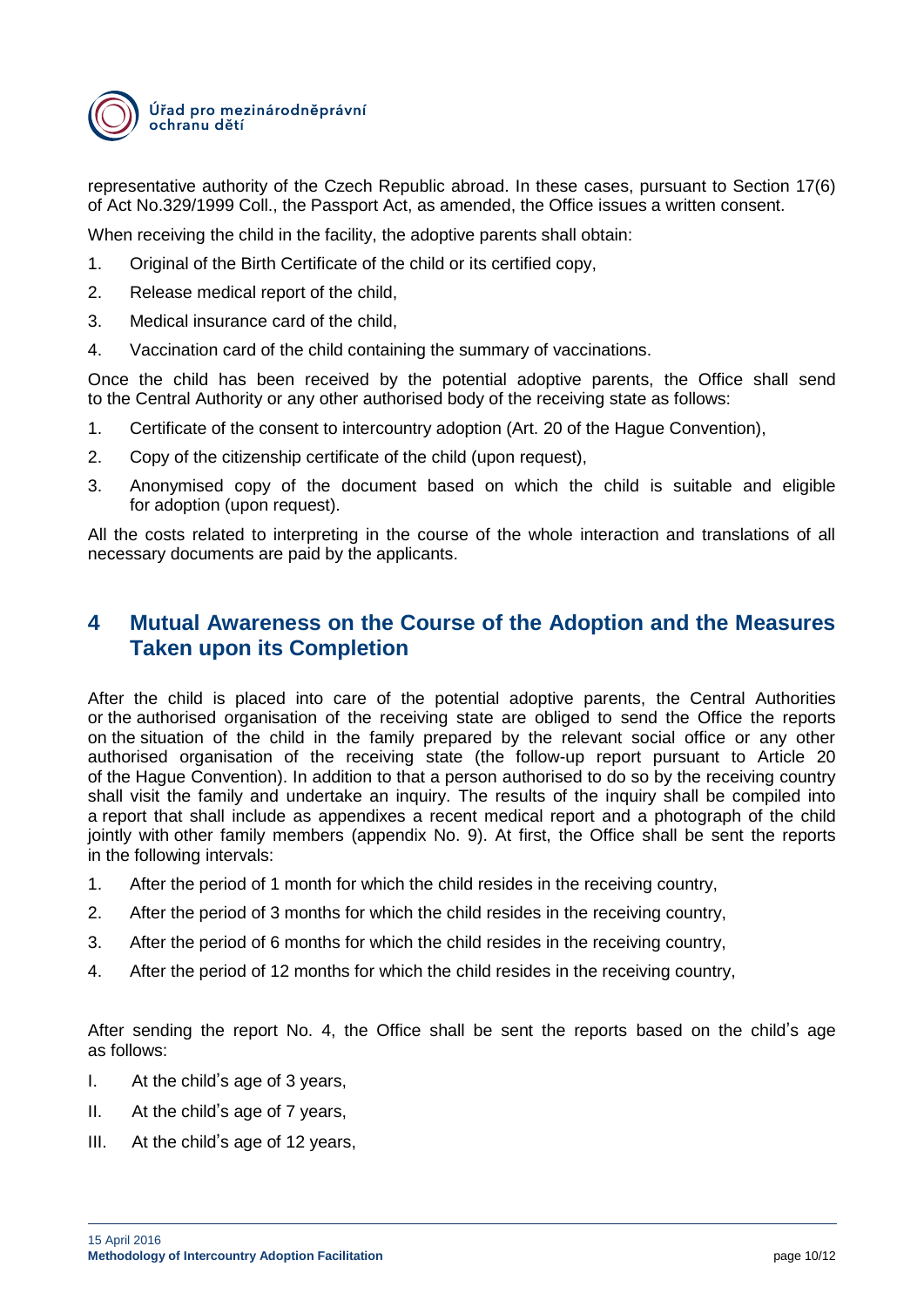representative authority of the Czech Republic abroad. In these cases, pursuant to Section 17(6) of Act No.329/1999 Coll., the Passport Act, as amended, the Office issues a written consent.

When receiving the child in the facility, the adoptive parents shall obtain:

1. Original of the Birth Certificate of the child or its certified copy,
2. Release medical report of the child,
3. Medical insurance card of the child,
4. Vaccination card of the child containing the summary of vaccinations.

Once the child has been received by the potential adoptive parents, the Office shall send to the Central Authority or any other authorised body of the receiving state as follows:

1. Certificate of the consent to intercountry adoption (Art. 20 of the Hague Convention),
2. Copy of the citizenship certificate of the child (upon request),
3. Anonymised copy of the document based on which the child is suitable and eligible for adoption (upon request).

All the costs related to interpreting in the course of the whole interaction and translations of all necessary documents are paid by the applicants.

## 4 Mutual Awareness on the Course of the Adoption and the Measures Taken upon its Completion

After the child is placed into care of the potential adoptive parents, the Central Authorities or the authorised organisation of the receiving state are obliged to send the Office the reports on the situation of the child in the family prepared by the relevant social office or any other authorised organisation of the receiving state (the follow-up report pursuant to Article 20 of the Hague Convention). In addition to that a person authorised to do so by the receiving country shall visit the family and undertake an inquiry. The results of the inquiry shall be compiled into a report that shall include as appendixes a recent medical report and a photograph of the child jointly with other family members (appendix No. 9). At first, the Office shall be sent the reports in the following intervals:

1. After the period of 1 month for which the child resides in the receiving country,
2. After the period of 3 months for which the child resides in the receiving country,
3. After the period of 6 months for which the child resides in the receiving country,
4. After the period of 12 months for which the child resides in the receiving country,

After sending the report No. 4, the Office shall be sent the reports based on the child's age as follows:

I. At the child's age of 3 years,

II. At the child's age of 7 years,

III. At the child's age of 12 years,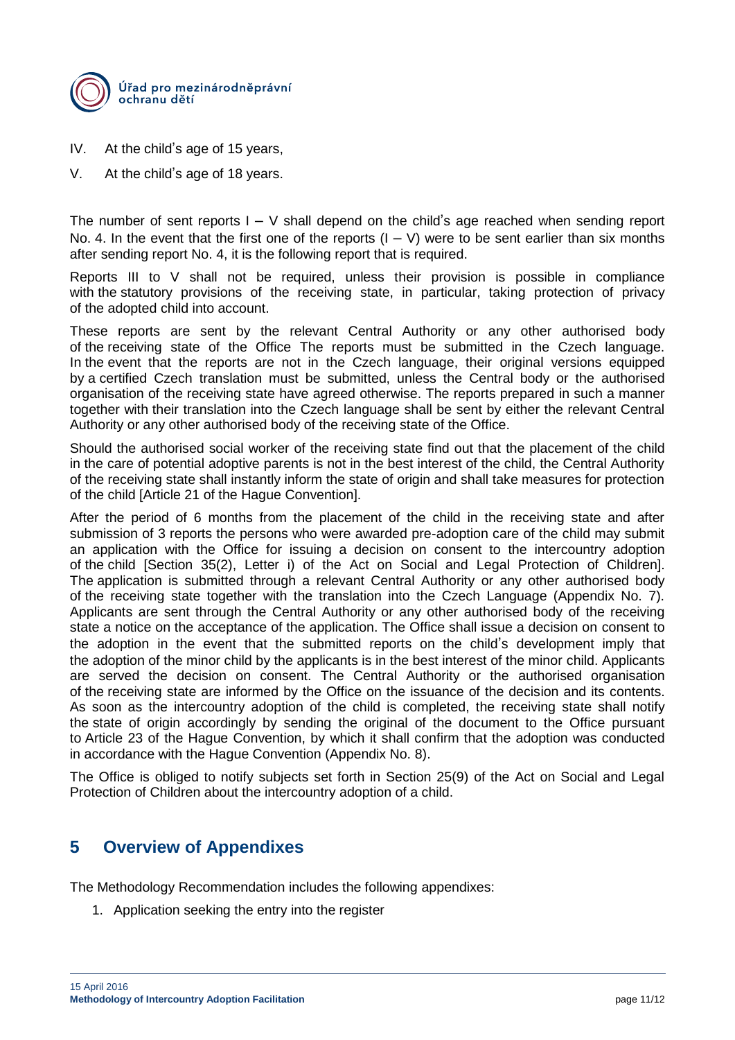IV. At the child's age of 15 years,

V. At the child's age of 18 years.

The number of sent reports I – V shall depend on the child's age reached when sending report No. 4. In the event that the first one of the reports (I – V) were to be sent earlier than six months after sending report No. 4, it is the following report that is required.

Reports III to V shall not be required, unless their provision is possible in compliance with the statutory provisions of the receiving state, in particular, taking protection of privacy of the adopted child into account.

These reports are sent by the relevant Central Authority or any other authorised body of the receiving state of the Office The reports must be submitted in the Czech language. In the event that the reports are not in the Czech language, their original versions equipped by a certified Czech translation must be submitted, unless the Central body or the authorised organisation of the receiving state have agreed otherwise. The reports prepared in such a manner together with their translation into the Czech language shall be sent by either the relevant Central Authority or any other authorised body of the receiving state of the Office.

Should the authorised social worker of the receiving state find out that the placement of the child in the care of potential adoptive parents is not in the best interest of the child, the Central Authority of the receiving state shall instantly inform the state of origin and shall take measures for protection of the child [Article 21 of the Hague Convention].

After the period of 6 months from the placement of the child in the receiving state and after submission of 3 reports the persons who were awarded pre-adoption care of the child may submit an application with the Office for issuing a decision on consent to the intercountry adoption of the child [Section 35(2), Letter i) of the Act on Social and Legal Protection of Children]. The application is submitted through a relevant Central Authority or any other authorised body of the receiving state together with the translation into the Czech Language (Appendix No. 7). Applicants are sent through the Central Authority or any other authorised body of the receiving state a notice on the acceptance of the application. The Office shall issue a decision on consent to the adoption in the event that the submitted reports on the child's development imply that the adoption of the minor child by the applicants is in the best interest of the minor child. Applicants are served the decision on consent. The Central Authority or the authorised organisation of the receiving state are informed by the Office on the issuance of the decision and its contents. As soon as the intercountry adoption of the child is completed, the receiving state shall notify the state of origin accordingly by sending the original of the document to the Office pursuant to Article 23 of the Hague Convention, by which it shall confirm that the adoption was conducted in accordance with the Hague Convention (Appendix No. 8).

The Office is obliged to notify subjects set forth in Section 25(9) of the Act on Social and Legal Protection of Children about the intercountry adoption of a child.

## 5 Overview of Appendixes

The Methodology Recommendation includes the following appendixes:

1. Application seeking the entry into the register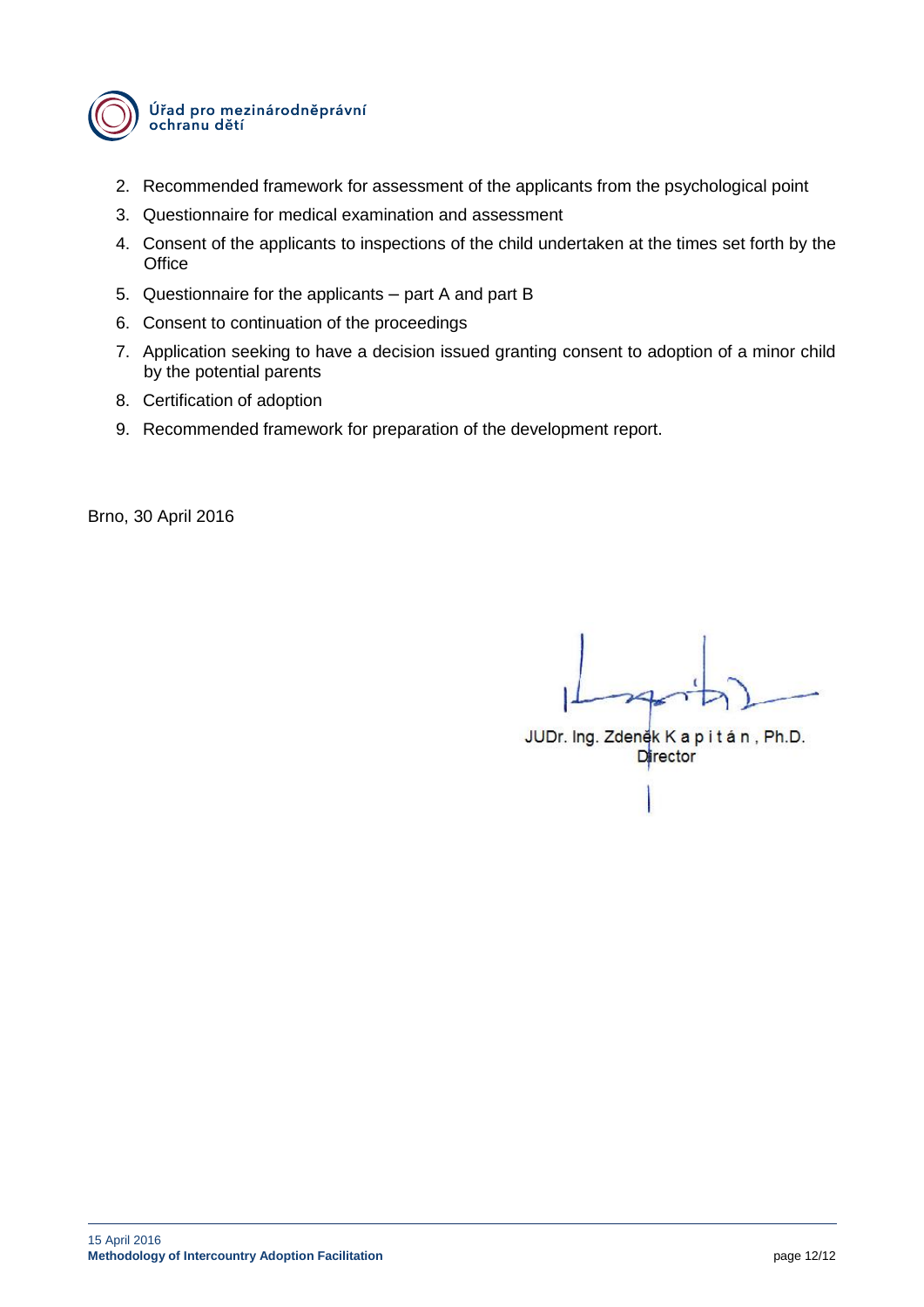2. Recommended framework for assessment of the applicants from the psychological point
3. Questionnaire for medical examination and assessment
4. Consent of the applicants to inspections of the child undertaken at the times set forth by the Office
5. Questionnaire for the applicants – part A and part B
6. Consent to continuation of the proceedings
7. Application seeking to have a decision issued granting consent to adoption of a minor child by the potential parents
8. Certification of adoption
9. Recommended framework for preparation of the development report.

Brno, 30 April 2016

JUDr. Ing. Zdeněk K a p i t á n , Ph.D.
Director